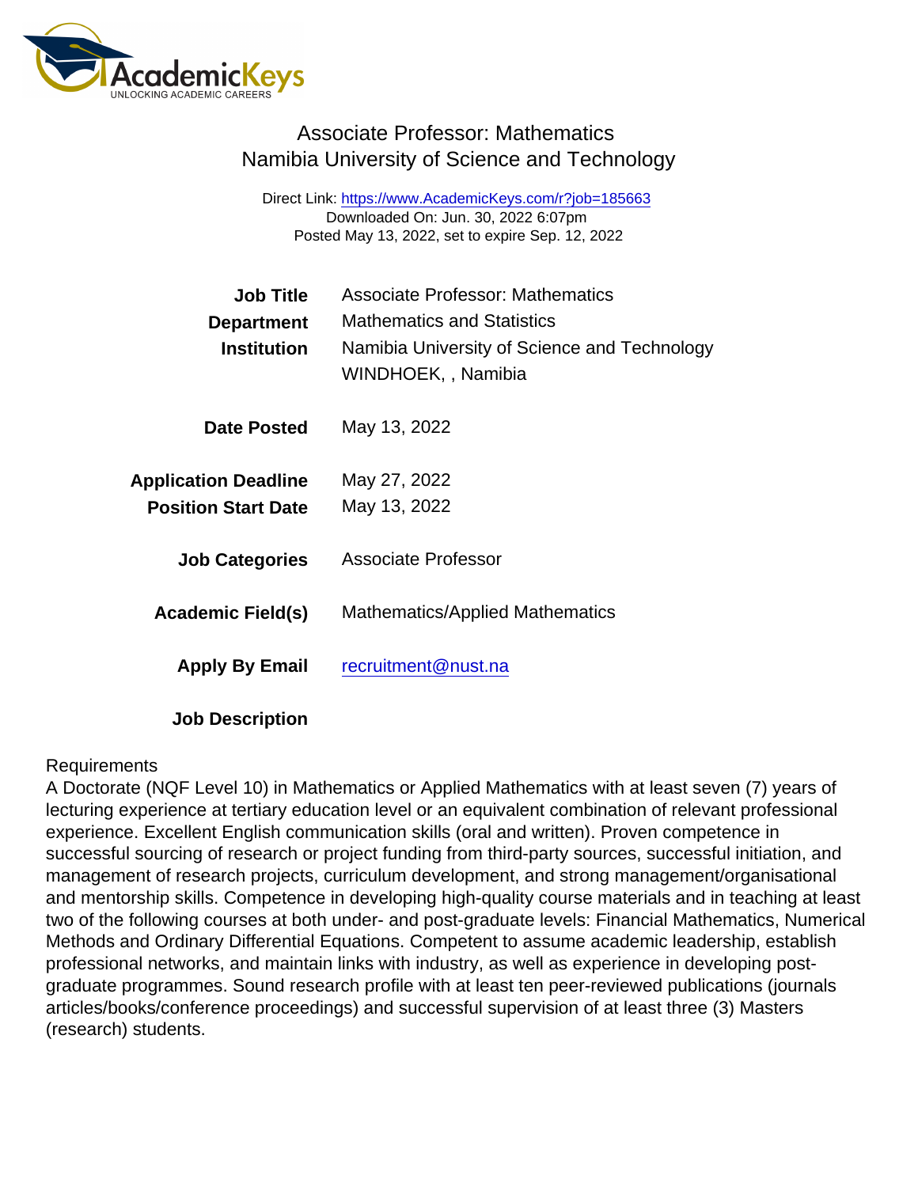# Associate Professor: Mathematics
## Namibia University of Science and Technology

Direct Link: https://www.AcademicKeys.com/r?job=185663
Downloaded On: Jun. 30, 2022 6:07pm
Posted May 13, 2022, set to expire Sep. 12, 2022

| | |
|---|---|
| **Job Title** | Associate Professor: Mathematics |
| **Department** | Mathematics and Statistics |
| **Institution** | Namibia University of Science and Technology<br>WINDHOEK, , Namibia |
| **Date Posted** | May 13, 2022 |
| **Application Deadline** | May 27, 2022 |
| **Position Start Date** | May 13, 2022 |
| **Job Categories** | Associate Professor |
| **Academic Field(s)** | Mathematics/Applied Mathematics |
| **Apply By Email** | recruitment@nust.na |

**Job Description**

Requirements
A Doctorate (NQF Level 10) in Mathematics or Applied Mathematics with at least seven (7) years of lecturing experience at tertiary education level or an equivalent combination of relevant professional experience. Excellent English communication skills (oral and written). Proven competence in successful sourcing of research or project funding from third-party sources, successful initiation, and management of research projects, curriculum development, and strong management/organisational and mentorship skills. Competence in developing high-quality course materials and in teaching at least two of the following courses at both under- and post-graduate levels: Financial Mathematics, Numerical Methods and Ordinary Differential Equations. Competent to assume academic leadership, establish professional networks, and maintain links with industry, as well as experience in developing post-graduate programmes. Sound research profile with at least ten peer-reviewed publications (journals articles/books/conference proceedings) and successful supervision of at least three (3) Masters (research) students.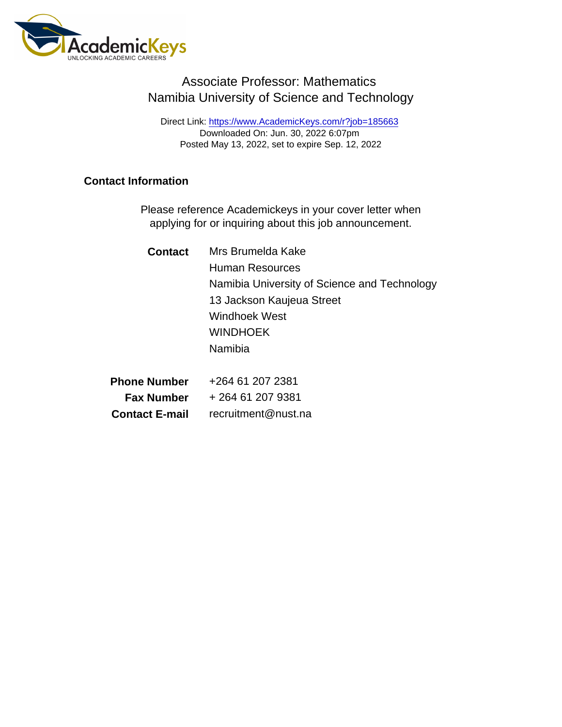Associate Professor: Mathematics
Namibia University of Science and Technology

Direct Link: https://www.AcademicKeys.com/r?job=185663
Downloaded On: Jun. 30, 2022 6:07pm
Posted May 13, 2022, set to expire Sep. 12, 2022

## Contact Information

Please reference Academickeys in your cover letter when applying for or inquiring about this job announcement.

**Contact**
Mrs Brumelda Kake
Human Resources
Namibia University of Science and Technology
13 Jackson Kaujeua Street
Windhoek West
WINDHOEK
Namibia

**Phone Number** +264 61 207 2381
**Fax Number** + 264 61 207 9381
**Contact E-mail** recruitment@nust.na